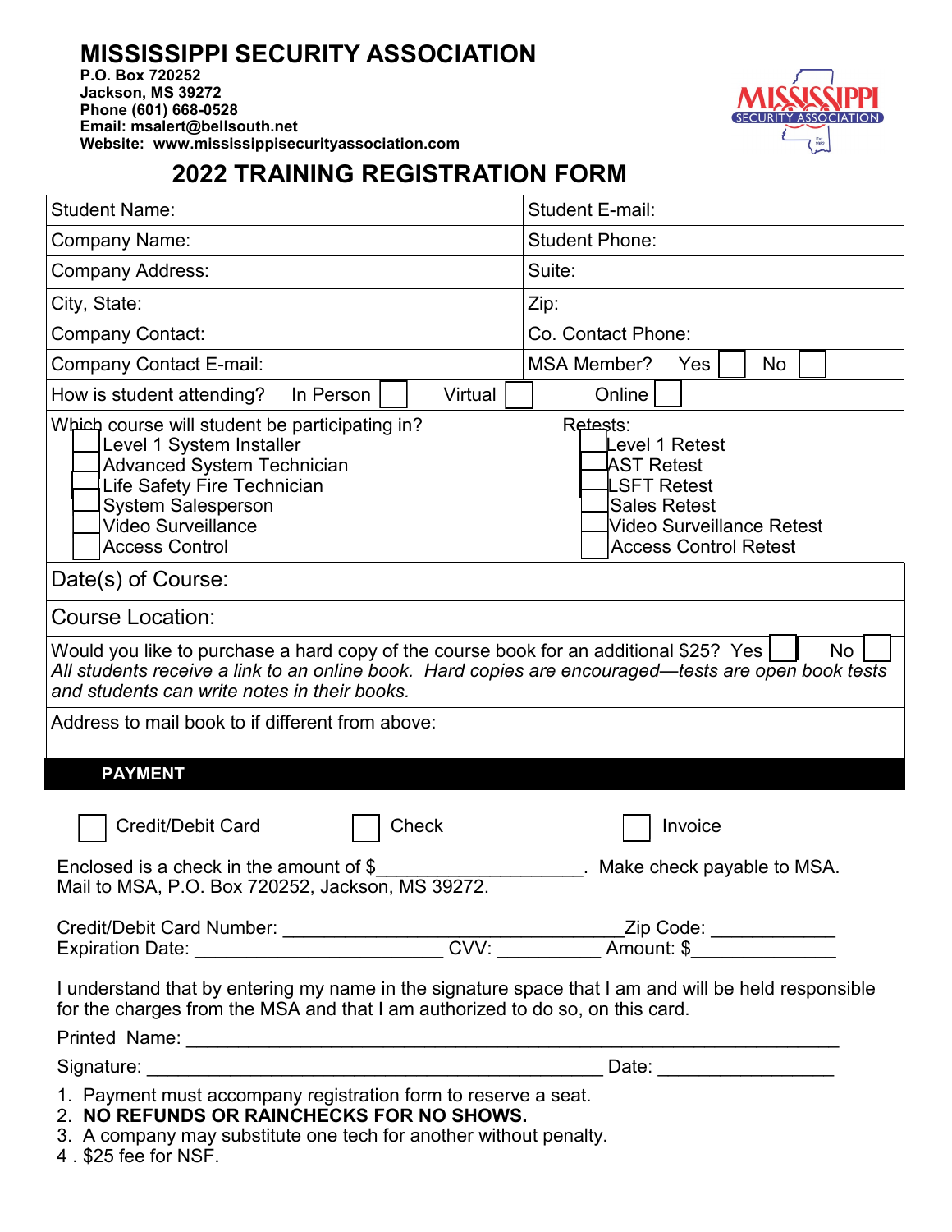# MISSISSIPPI SECURITY ASSOCIATION

**P.O. Box 720252**
**Jackson, MS 39272**
**Phone (601) 668-0528**
**Email: msalert@bellsouth.net**
**Website: www.mississippisecurityassociation.com**

## 2022 TRAINING REGISTRATION FORM

| | |
|---|---|
| Student Name: | Student E-mail: |
| Company Name: | Student Phone: |
| Company Address: | Suite: |
| City, State: | Zip: |
| Company Contact: | Co. Contact Phone: |
| Company Contact E-mail: | MSA Member? Yes ☐ No ☐ |

How is student attending? In Person ☐ Virtual ☐ Online ☐

| Which course will student be participating in? | Retests: |
|---|---|
| ☐ Level 1 System Installer | ☐ Level 1 Retest |
| ☐ Advanced System Technician | ☐ AST Retest |
| ☐ Life Safety Fire Technician | ☐ LSFT Retest |
| ☐ System Salesperson | ☐ Sales Retest |
| ☐ Video Surveillance | ☐ Video Surveillance Retest |
| ☐ Access Control | ☐ Access Control Retest |

Date(s) of Course:

Course Location:

Would you like to purchase a hard copy of the course book for an additional $25? Yes ☐ No ☐
*All students receive a link to an online book. Hard copies are encouraged—tests are open book tests and students can write notes in their books.*

Address to mail book to if different from above:

### PAYMENT

☐ Credit/Debit Card ☐ Check ☐ Invoice

Enclosed is a check in the amount of $____________________. Make check payable to MSA.
Mail to MSA, P.O. Box 720252, Jackson, MS 39272.

Credit/Debit Card Number: _________________________________Zip Code: ____________
Expiration Date: ________________________ CVV: __________ Amount: $______________

I understand that by entering my name in the signature space that I am and will be held responsible for the charges from the MSA and that I am authorized to do so, on this card.

Printed Name: ____________________________________________________________________

Signature: ____________________________________________ Date: _________________

1. Payment must accompany registration form to reserve a seat.
2. **NO REFUNDS OR RAINCHECKS FOR NO SHOWS.**
3. A company may substitute one tech for another without penalty.
4. $25 fee for NSF.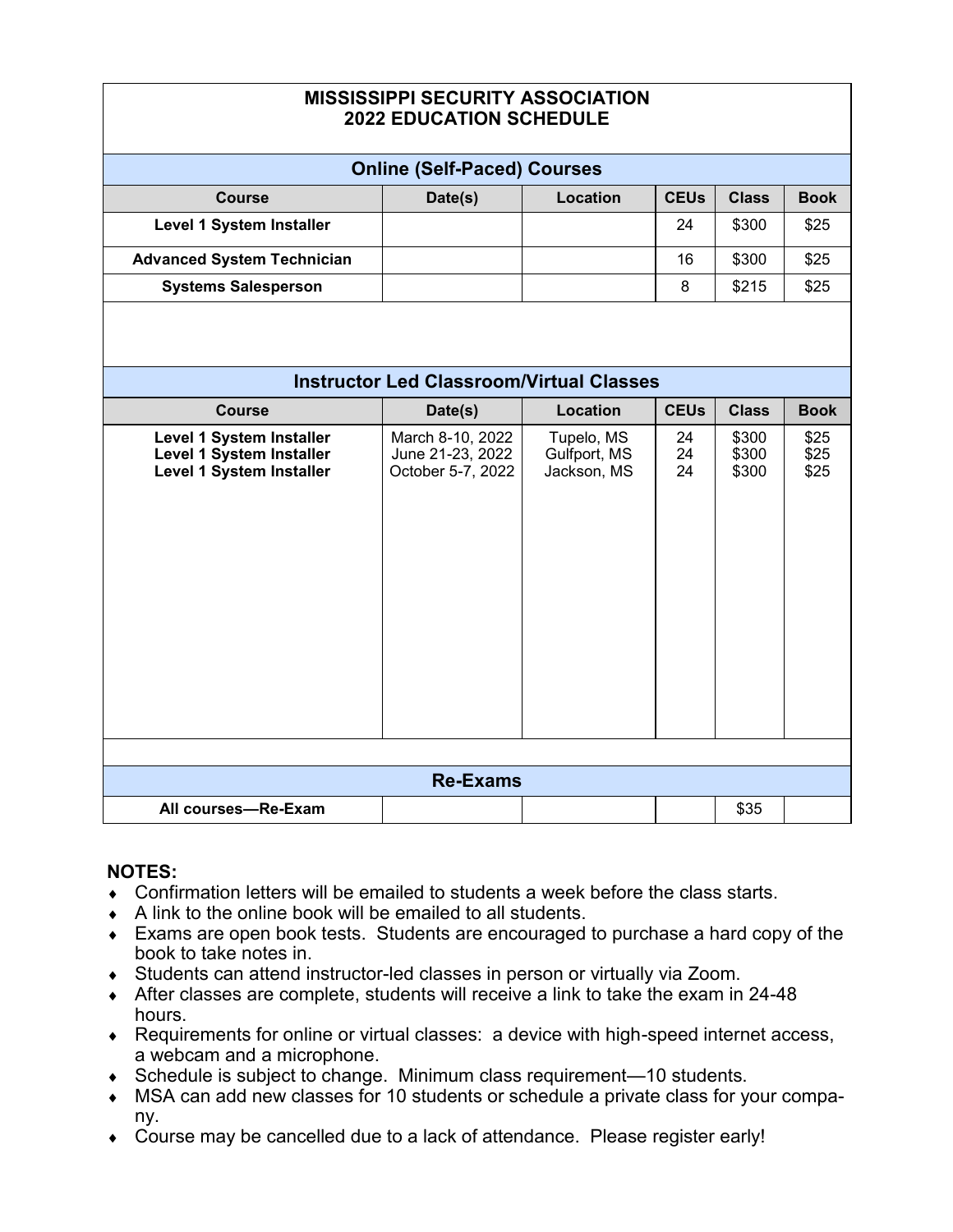# MISSISSIPPI SECURITY ASSOCIATION
## 2022 EDUCATION SCHEDULE

### Online (Self-Paced) Courses

| Course | Date(s) | Location | CEUs | Class | Book |
|---|---|---|---|---|---|
| **Level 1 System Installer** | | | 24 | $300 | $25 |
| **Advanced System Technician** | | | 16 | $300 | $25 |
| **Systems Salesperson** | | | 8 | $215 | $25 |

### Instructor Led Classroom/Virtual Classes

| Course | Date(s) | Location | CEUs | Class | Book |
|---|---|---|---|---|---|
| **Level 1 System Installer** | March 8-10, 2022 | Tupelo, MS | 24 | $300 | $25 |
| **Level 1 System Installer** | June 21-23, 2022 | Gulfport, MS | 24 | $300 | $25 |
| **Level 1 System Installer** | October 5-7, 2022 | Jackson, MS | 24 | $300 | $25 |

### Re-Exams

| Course | Date(s) | Location | CEUs | Class | Book |
|---|---|---|---|---|---|
| **All courses—Re-Exam** | | | | $35 | |

**NOTES:**

- Confirmation letters will be emailed to students a week before the class starts.
- A link to the online book will be emailed to all students.
- Exams are open book tests. Students are encouraged to purchase a hard copy of the book to take notes in.
- Students can attend instructor-led classes in person or virtually via Zoom.
- After classes are complete, students will receive a link to take the exam in 24-48 hours.
- Requirements for online or virtual classes: a device with high-speed internet access, a webcam and a microphone.
- Schedule is subject to change. Minimum class requirement—10 students.
- MSA can add new classes for 10 students or schedule a private class for your company.
- Course may be cancelled due to a lack of attendance. Please register early!